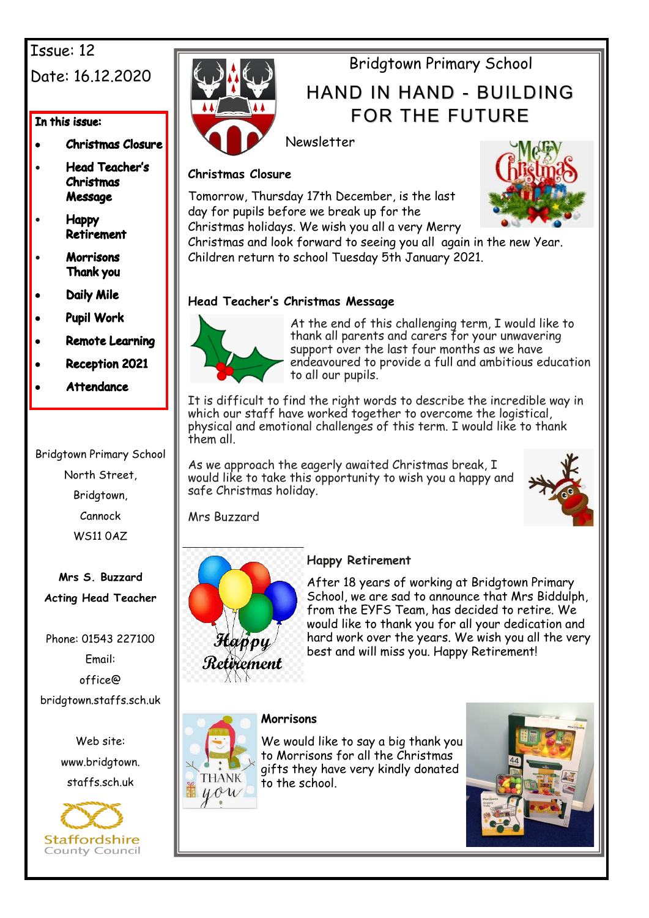Issue: 12

Date: 16.12.2020

**In this issue:**

- **Christmas Closure**
- **Head Teacher's Christmas Message**
- **Happy Retirement**
- **Morrisons Thank you**
- **Daily Mile**
- **Pupil Work**
- **Remote Learning**
- **Reception 2021**
- **Attendance**

Bridgtown Primary School
North Street,
Bridgtown,
Cannock
WS11 0AZ

**Mrs S. Buzzard**
**Acting Head Teacher**

Phone: 01543 227100
Email:
office@
bridgtown.staffs.sch.uk

Web site:
www.bridgtown.
staffs.sch.uk

Staffordshire County Council

# Bridgtown Primary School

## HAND IN HAND - BUILDING FOR THE FUTURE

Newsletter

### Christmas Closure

Tomorrow, Thursday 17th December, is the last day for pupils before we break up for the Christmas holidays. We wish you all a very Merry Christmas and look forward to seeing you all again in the new Year. Children return to school Tuesday 5th January 2021.

### Head Teacher's Christmas Message

At the end of this challenging term, I would like to thank all parents and carers for your unwavering support over the last four months as we have endeavoured to provide a full and ambitious education to all our pupils.

It is difficult to find the right words to describe the incredible way in which our staff have worked together to overcome the logistical, physical and emotional challenges of this term. I would like to thank them all.

As we approach the eagerly awaited Christmas break, I would like to take this opportunity to wish you a happy and safe Christmas holiday.

Mrs Buzzard

### Happy Retirement

After 18 years of working at Bridgtown Primary School, we are sad to announce that Mrs Biddulph, from the EYFS Team, has decided to retire. We would like to thank you for all your dedication and hard work over the years. We wish you all the very best and will miss you. Happy Retirement!

### Morrisons

We would like to say a big thank you to Morrisons for all the Christmas gifts they have very kindly donated to the school.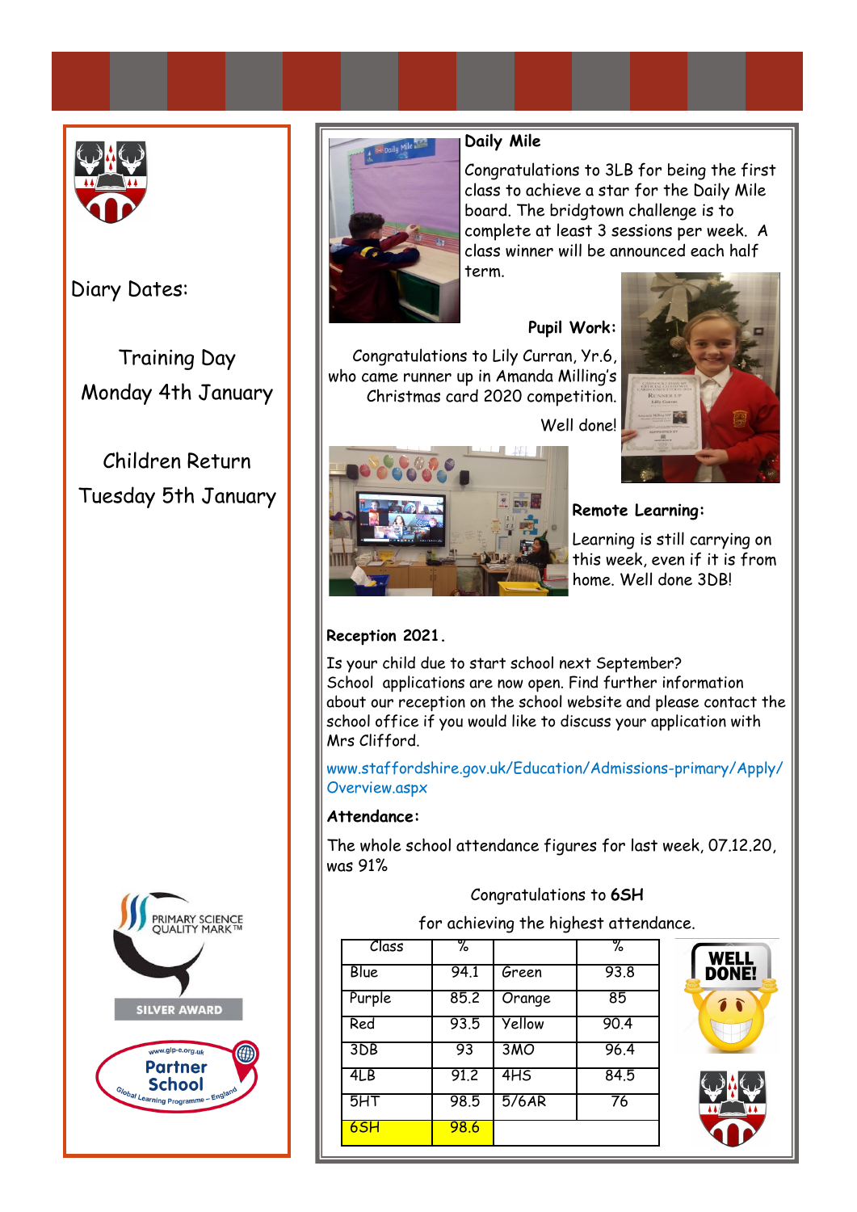Diary Dates:

Training Day
Monday 4th January

Children Return
Tuesday 5th January

### Daily Mile

Congratulations to 3LB for being the first class to achieve a star for the Daily Mile board. The bridgtown challenge is to complete at least 3 sessions per week. A class winner will be announced each half term.

### Pupil Work:

Congratulations to Lily Curran, Yr.6, who came runner up in Amanda Milling's Christmas card 2020 competition.

Well done!

### Remote Learning:

Learning is still carrying on this week, even if it is from home. Well done 3DB!

### Reception 2021.

Is your child due to start school next September? School applications are now open. Find further information about our reception on the school website and please contact the school office if you would like to discuss your application with Mrs Clifford.

www.staffordshire.gov.uk/Education/Admissions-primary/Apply/Overview.aspx

### Attendance:

The whole school attendance figures for last week, 07.12.20, was 91%

Congratulations to **6SH**

for achieving the highest attendance.

| Class | % | | % |
|---|---|---|---|
| Blue | 94.1 | Green | 93.8 |
| Purple | 85.2 | Orange | 85 |
| Red | 93.5 | Yellow | 90.4 |
| 3DB | 93 | 3MO | 96.4 |
| 4LB | 91.2 | 4HS | 84.5 |
| 5HT | 98.5 | 5/6AR | 76 |
| 6SH | 98.6 | | |

WELL DONE!

PRIMARY SCIENCE QUALITY MARK™ SILVER AWARD

www.glp-e.org.uk Partner School Global Learning Programme – England